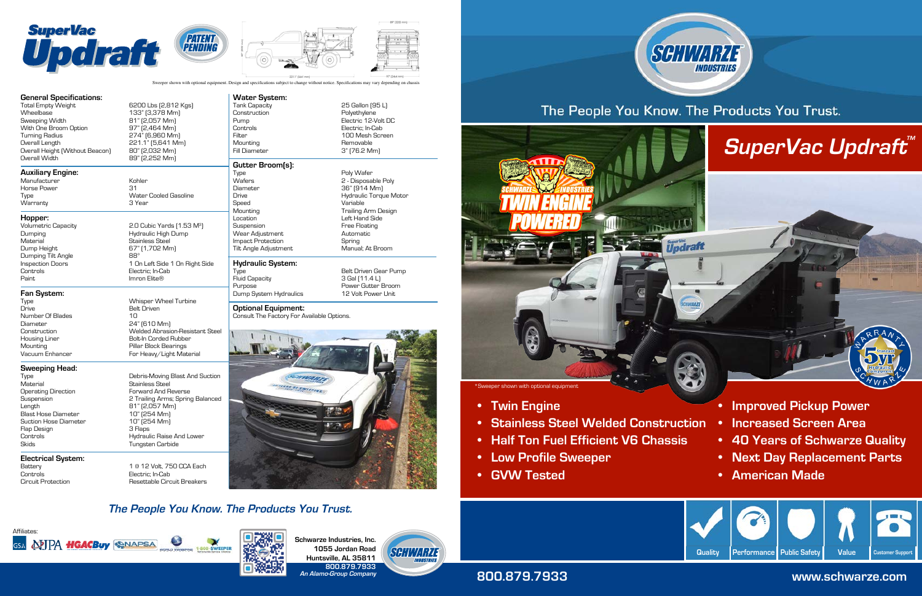# SuperVac Updraft

PATENT PENDING

Sweeper shown with optional equipment. Design and specifications subject to change without notice. Specifications may vary depending on chassis

## General Specifications:

| | |
|---|---|
| Total Empty Weight | 6200 Lbs (2,812 Kgs) |
| Wheelbase | 133" (3,378 Mm) |
| Sweeping Width | 81" (2,057 Mm) |
| With One Broom Option | 97" (2,464 Mm) |
| Turning Radius | 274" (6,960 Mm) |
| Overall Length | 221.1" (5,641 Mm) |
| Overall Height (Without Beacon) | 80" (2,032 Mm) |
| Overall Width | 89" (2,252 Mm) |

## Auxiliary Engine:

| | |
|---|---|
| Manufacturer | Kohler |
| Horse Power | 31 |
| Type | Water Cooled Gasoline |
| Warranty | 3 Year |

## Hopper:

| | |
|---|---|
| Volumetric Capacity | 2.0 Cubic Yards (1.53 M³) |
| Dumping | Hydraulic High Dump |
| Material | Stainless Steel |
| Dump Height | 67" (1,702 Mm) |
| Dumping Tilt Angle | 88° |
| Inspection Doors | 1 On Left Side 1 On Right Side |
| Controls | Electric; In-Cab |
| Paint | Imron Elite® |

## Fan System:

| | |
|---|---|
| Type | Whisper Wheel Turbine |
| Drive | Belt Driven |
| Number Of Blades | 10 |
| Diameter | 24" (610 Mm) |
| Construction | Welded Abrasion-Resistant Steel |
| Housing Liner | Bolt-In Corded Rubber |
| Mounting | Pillar Block Bearings |
| Vacuum Enhancer | For Heavy/Light Material |

## Sweeping Head:

| | |
|---|---|
| Type | Debris-Moving Blast And Suction |
| Material | Stainless Steel |
| Operating Direction | Forward And Reverse |
| Suspension | 2 Trailing Arms; Spring Balanced |
| Length | 81" (2,057 Mm) |
| Blast Hose Diameter | 10" (254 Mm) |
| Suction Hose Diameter | 10" (254 Mm) |
| Flap Design | 3 Flaps |
| Controls | Hydraulic Raise And Lower |
| Skids | Tungsten Carbide |

## Electrical System:

| | |
|---|---|
| Battery | 1 @ 12 Volt, 750 CCA Each |
| Controls | Electric; In-Cab |
| Circuit Protection | Resettable Circuit Breakers |

## Water System:

| | |
|---|---|
| Tank Capacity | 25 Gallon (95 L) |
| Construction | Polyethylene |
| Pump | Electric 12-Volt DC |
| Controls | Electric; In-Cab |
| Filter | 100 Mesh Screen |
| Mounting | Removable |
| Fill Diameter | 3" (76.2 Mm) |

## Gutter Broom(s):

| | |
|---|---|
| Type | Poly Wafer |
| Wafers | 2 - Disposable Poly |
| Diameter | 36" (914 Mm) |
| Drive | Hydraulic Torque Motor |
| Speed | Variable |
| Mounting | Trailing Arm Design |
| Location | Left Hand Side |
| Suspension | Free Floating |
| Wear Adjustment | Automatic |
| Impact Protection | Spring |
| Tilt Angle Adjustment | Manual; At Broom |

## Hydraulic System:

| | |
|---|---|
| Type | Belt Driven Gear Pump |
| Fluid Capacity | 3 Gal (11.4 L) |
| Purpose | Power Gutter Broom |
| Dump System Hydraulics | 12 Volt Power Unit |

## Optional Equipment:

Consult The Factory For Available Options.

*The People You Know. The Products You Trust.*

Affiliates: GSA, NJPA, HGACBuy, NAPSA, World Sweeping, 1-800-SWEEPER

**Schwarze Industries, Inc.**
**1055 Jordan Road**
**Huntsville, AL 35811**
**800.879.7933**
***An Alamo-Group Company***

---

# SCHWARZE INDUSTRIES

The People You Know. The Products You Trust.

## SuperVac Updraft™

SCHWARZE INDUSTRIES TWIN ENGINE POWERED

*Sweeper shown with optional equipment

Standard 5 yr Hydraulic Components — Schwarze Warranty

- **Twin Engine**
- **Stainless Steel Welded Construction**
- **Half Ton Fuel Efficient V6 Chassis**
- **Low Profile Sweeper**
- **GVW Tested**
- **Improved Pickup Power**
- **Increased Screen Area**
- **40 Years of Schwarze Quality**
- **Next Day Replacement Parts**
- **American Made**

Quality | Performance | Public Safety | Value | Customer Support

**800.879.7933**

**www.schwarze.com**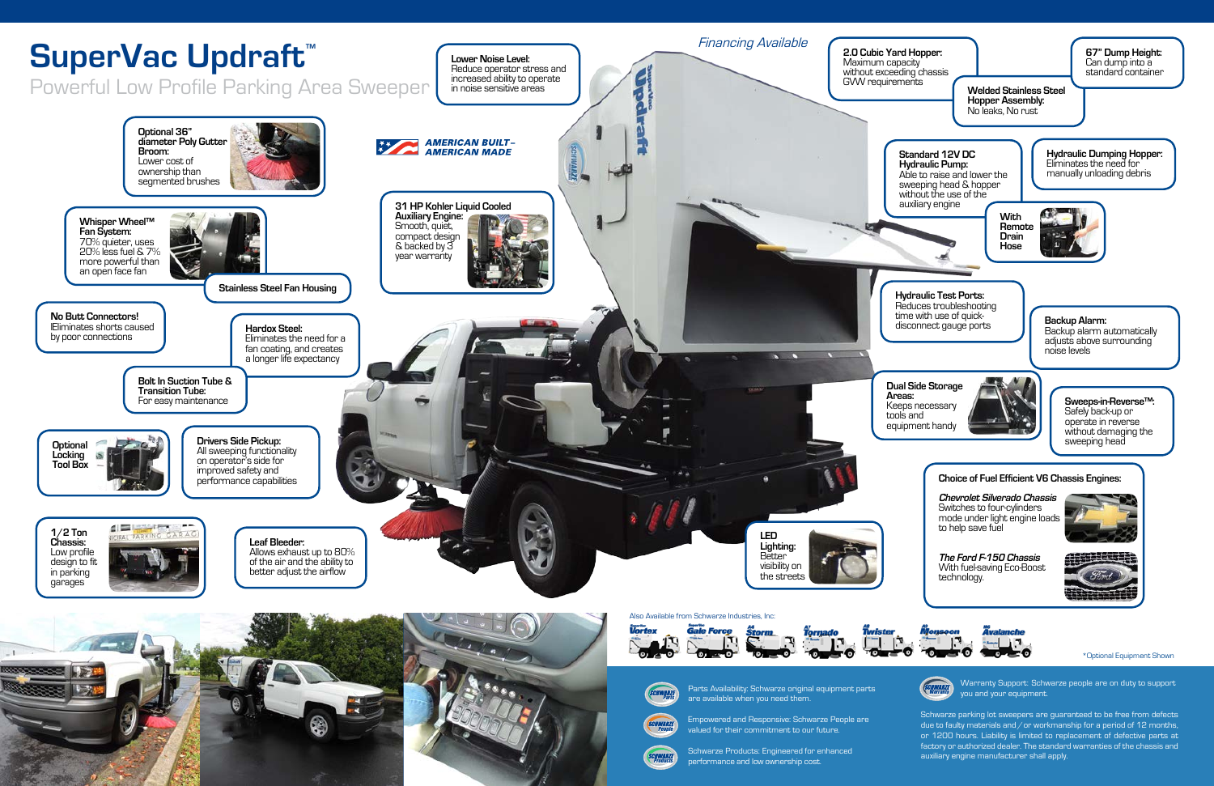# SuperVac Updraft™

## Powerful Low Profile Parking Area Sweeper

*Financing Available*

**AMERICAN BUILT– AMERICAN MADE**

**Lower Noise Level:** Reduce operator stress and increased ability to operate in noise sensitive areas

**2.0 Cubic Yard Hopper:** Maximum capacity without exceeding chassis GVW requirements

**67" Dump Height:** Can dump into a standard container

**Welded Stainless Steel Hopper Assembly:** No leaks, No rust

**Optional 36" diameter Poly Gutter Broom:** Lower cost of ownership than segmented brushes

**Whisper Wheel™ Fan System:** 70% quieter, uses 20% less fuel & 7% more powerful than an open face fan

**Stainless Steel Fan Housing**

**31 HP Kohler Liquid Cooled Auxiliary Engine:** Smooth, quiet, compact design & backed by 3 year warranty

**Standard 12V DC Hydraulic Pump:** Able to raise and lower the sweeping head & hopper without the use of the auxiliary engine

**Hydraulic Dumping Hopper:** Eliminates the need for manually unloading debris

**With Remote Drain Hose**

**No Butt Connectors!** Eliminates shorts caused by poor connections

**Hardox Steel:** Eliminates the need for a fan coating, and creates a longer life expectancy

**Hydraulic Test Ports:** Reduces troubleshooting time with use of quick-disconnect gauge ports

**Backup Alarm:** Backup alarm automatically adjusts above surrounding noise levels

**Bolt In Suction Tube & Transition Tube:** For easy maintenance

**Dual Side Storage Areas:** Keeps necessary tools and equipment handy

**Sweeps-in-Reverse™:** Safely back-up or operate in reverse without damaging the sweeping head

**Optional Locking Tool Box**

**Drivers Side Pickup:** All sweeping functionality on operator's side for improved safety and performance capabilities

**Choice of Fuel Efficient V6 Chassis Engines:**

*Chevrolet Silverado Chassis* Switches to four-cylinders mode under light engine loads to help save fuel

*The Ford F-150 Chassis* With fuel-saving Eco-Boost technology.

**1/2 Ton Chassis:** Low profile design to fit in parking garages

**Leaf Bleeder:** Allows exhaust up to 80% of the air and the ability to better adjust the airflow

**LED Lighting:** Better visibility on the streets

Also Available from Schwarze Industries, Inc:

Vortex, Gale Force, Storm, Tornado, Twister, Monsoon, Avalanche

*Optional Equipment Shown

Parts Availability: Schwarze original equipment parts are available when you need them.

Empowered and Responsive: Schwarze People are valued for their commitment to our future.

Schwarze Products: Engineered for enhanced performance and low ownership cost.

Warranty Support: Schwarze people are on duty to support you and your equipment.

Schwarze parking lot sweepers are guaranteed to be free from defects due to faulty materials and/or workmanship for a period of 12 months, or 1200 hours. Liability is limited to replacement of defective parts at factory or authorized dealer. The standard warranties of the chassis and auxiliary engine manufacturer shall apply.